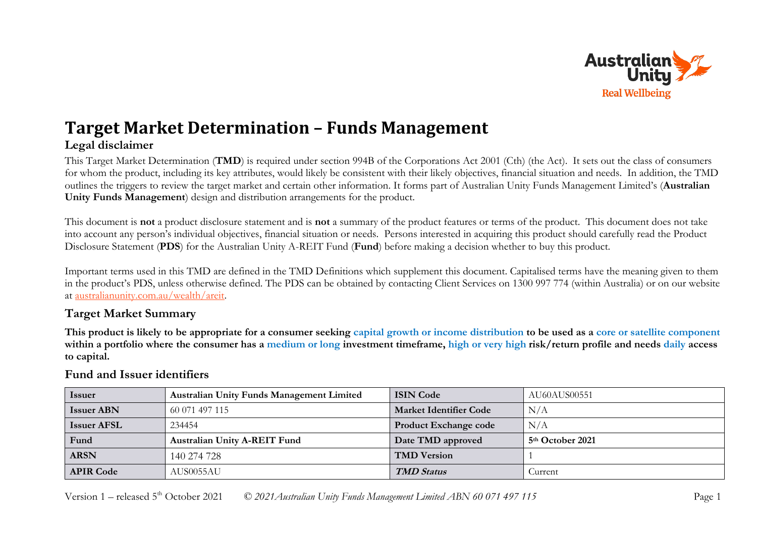# Target Market Determination – Funds Management

## Legal disclaimer

This Target Market Determination (**TMD**) is required under section 994B of the Corporations Act 2001 (Cth) (the Act). It sets out the class of consumers for whom the product, including its key attributes, would likely be consistent with their likely objectives, financial situation and needs. In addition, the TMD outlines the triggers to review the target market and certain other information. It forms part of Australian Unity Funds Management Limited's (**Australian Unity Funds Management**) design and distribution arrangements for the product.

This document is **not** a product disclosure statement and is **not** a summary of the product features or terms of the product. This document does not take into account any person's individual objectives, financial situation or needs. Persons interested in acquiring this product should carefully read the Product Disclosure Statement (**PDS**) for the Australian Unity A-REIT Fund (**Fund**) before making a decision whether to buy this product.

Important terms used in this TMD are defined in the TMD Definitions which supplement this document. Capitalised terms have the meaning given to them in the product's PDS, unless otherwise defined. The PDS can be obtained by contacting Client Services on 1300 997 774 (within Australia) or on our website at australianunity.com.au/wealth/areit.

## Target Market Summary

**This product is likely to be appropriate for a consumer seeking capital growth or income distribution to be used as a core or satellite component within a portfolio where the consumer has a medium or long investment timeframe, high or very high risk/return profile and needs daily access to capital.**

## Fund and Issuer identifiers

| **Issuer** | **Australian Unity Funds Management Limited** | **ISIN Code** | AU60AUS00551 |
|---|---|---|---|
| **Issuer ABN** | 60 071 497 115 | **Market Identifier Code** | N/A |
| **Issuer AFSL** | 234454 | **Product Exchange code** | N/A |
| **Fund** | **Australian Unity A-REIT Fund** | **Date TMD approved** | **5th October 2021** |
| **ARSN** | 140 274 728 | **TMD Version** | 1 |
| **APIR Code** | AUS0055AU | ***TMD Status*** | Current |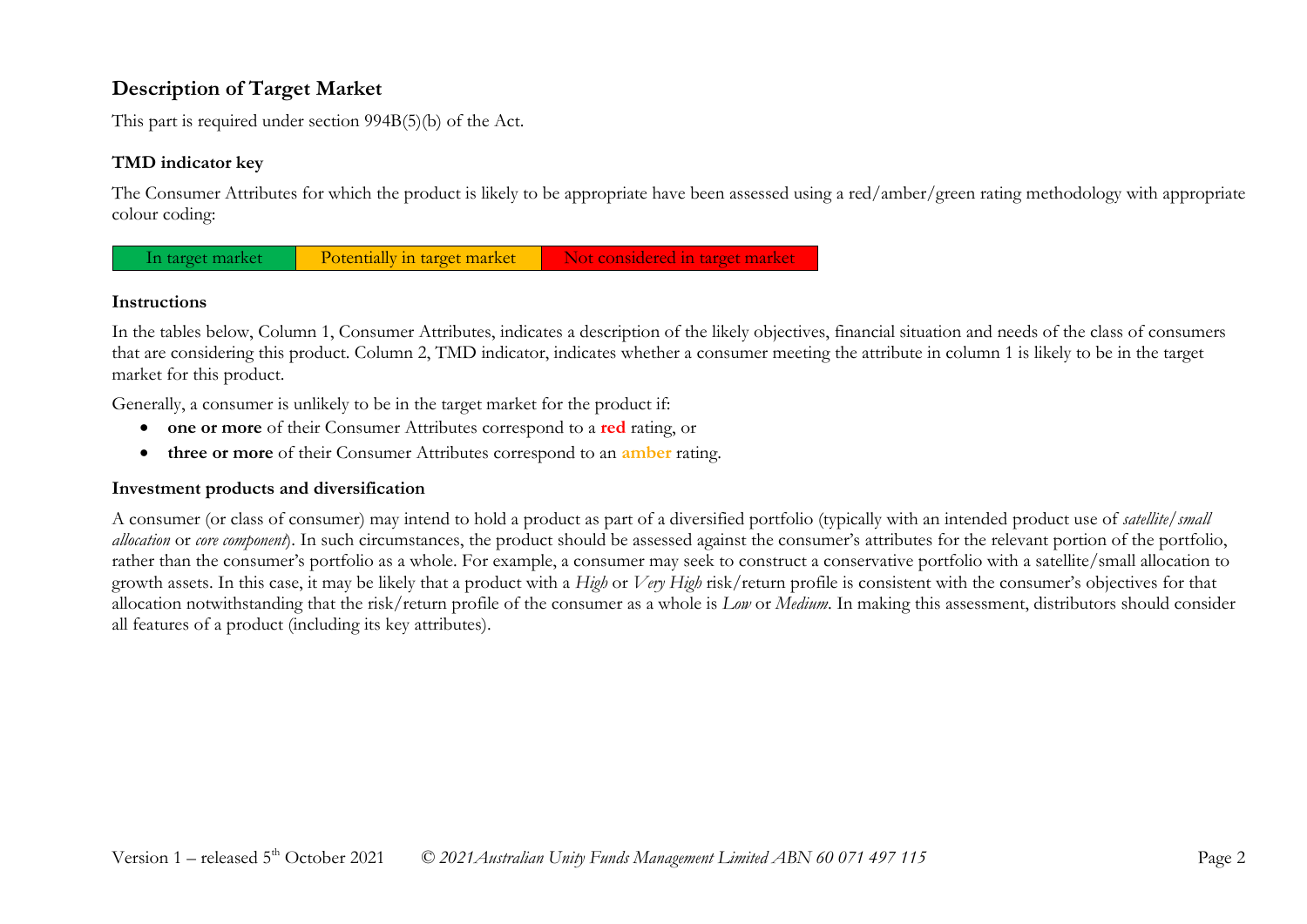## Description of Target Market

This part is required under section 994B(5)(b) of the Act.

### TMD indicator key

The Consumer Attributes for which the product is likely to be appropriate have been assessed using a red/amber/green rating methodology with appropriate colour coding:

| In target market | Potentially in target market | Not considered in target market |
|---|---|---|

### Instructions

In the tables below, Column 1, Consumer Attributes, indicates a description of the likely objectives, financial situation and needs of the class of consumers that are considering this product. Column 2, TMD indicator, indicates whether a consumer meeting the attribute in column 1 is likely to be in the target market for this product.

Generally, a consumer is unlikely to be in the target market for the product if:

- **one or more** of their Consumer Attributes correspond to a **red** rating, or
- **three or more** of their Consumer Attributes correspond to an **amber** rating.

### Investment products and diversification

A consumer (or class of consumer) may intend to hold a product as part of a diversified portfolio (typically with an intended product use of *satellite/small allocation* or *core component*). In such circumstances, the product should be assessed against the consumer's attributes for the relevant portion of the portfolio, rather than the consumer's portfolio as a whole. For example, a consumer may seek to construct a conservative portfolio with a satellite/small allocation to growth assets. In this case, it may be likely that a product with a *High* or *Very High* risk/return profile is consistent with the consumer's objectives for that allocation notwithstanding that the risk/return profile of the consumer as a whole is *Low* or *Medium*. In making this assessment, distributors should consider all features of a product (including its key attributes).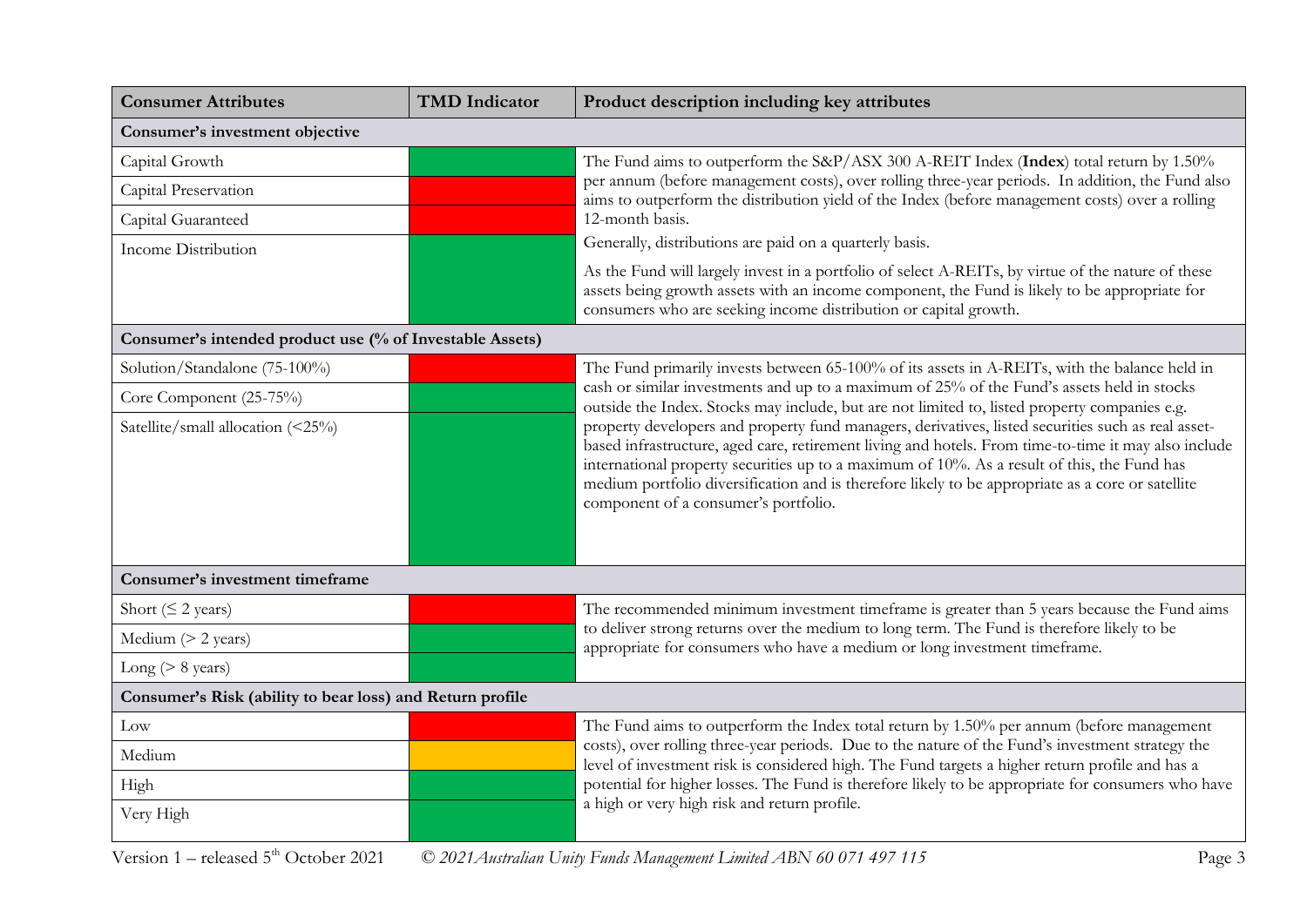| Consumer Attributes | TMD Indicator | Product description including key attributes |
|---|---|---|
| **Consumer's investment objective** | | |
| Capital Growth | Green | The Fund aims to outperform the S&P/ASX 300 A-REIT Index (**Index**) total return by 1.50% per annum (before management costs), over rolling three-year periods. In addition, the Fund also aims to outperform the distribution yield of the Index (before management costs) over a rolling 12-month basis.<br>Generally, distributions are paid on a quarterly basis.<br>As the Fund will largely invest in a portfolio of select A-REITs, by virtue of the nature of these assets being growth assets with an income component, the Fund is likely to be appropriate for consumers who are seeking income distribution or capital growth. |
| Capital Preservation | Red | |
| Capital Guaranteed | Red | |
| Income Distribution | Green | |
| **Consumer's intended product use (% of Investable Assets)** | | |
| Solution/Standalone (75-100%) | Red | The Fund primarily invests between 65-100% of its assets in A-REITs, with the balance held in cash or similar investments and up to a maximum of 25% of the Fund's assets held in stocks outside the Index. Stocks may include, but are not limited to, listed property companies e.g. property developers and property fund managers, derivatives, listed securities such as real asset-based infrastructure, aged care, retirement living and hotels. From time-to-time it may also include international property securities up to a maximum of 10%. As a result of this, the Fund has medium portfolio diversification and is therefore likely to be appropriate as a core or satellite component of a consumer's portfolio. |
| Core Component (25-75%) | Green | |
| Satellite/small allocation (<25%) | Green | |
| **Consumer's investment timeframe** | | |
| Short (≤ 2 years) | Red | The recommended minimum investment timeframe is greater than 5 years because the Fund aims to deliver strong returns over the medium to long term. The Fund is therefore likely to be appropriate for consumers who have a medium or long investment timeframe. |
| Medium (> 2 years) | Green | |
| Long (> 8 years) | Green | |
| **Consumer's Risk (ability to bear loss) and Return profile** | | |
| Low | Red | The Fund aims to outperform the Index total return by 1.50% per annum (before management costs), over rolling three-year periods. Due to the nature of the Fund's investment strategy the level of investment risk is considered high. The Fund targets a higher return profile and has a potential for higher losses. The Fund is therefore likely to be appropriate for consumers who have a high or very high risk and return profile. |
| Medium | Amber | |
| High | Green | |
| Very High | Green | |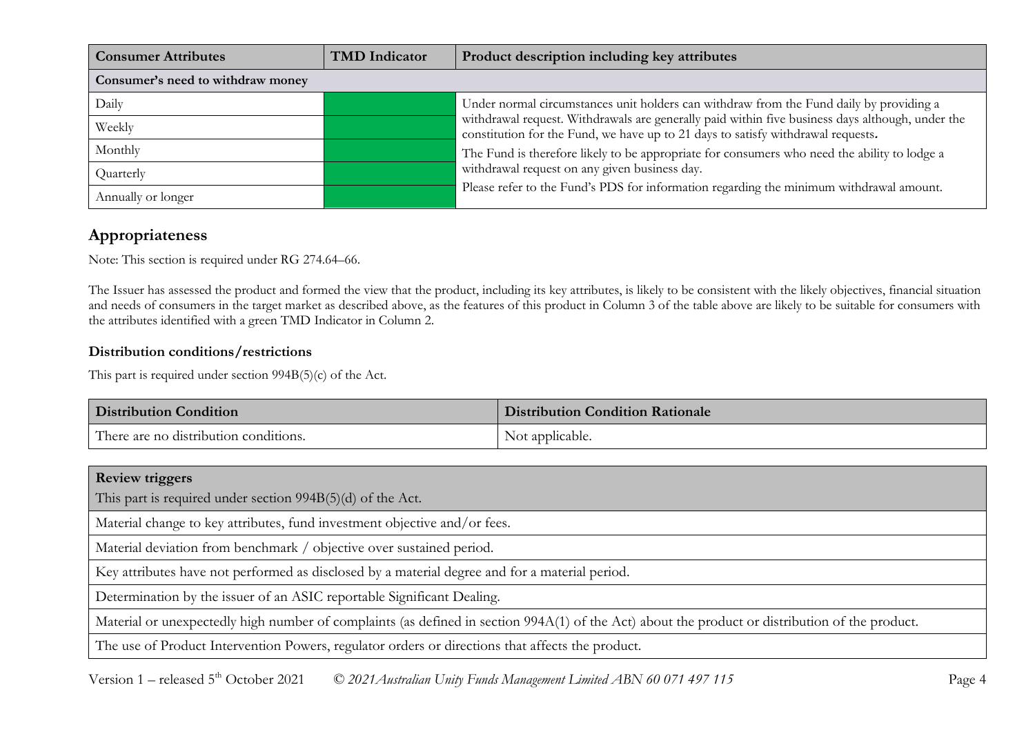| Consumer Attributes | TMD Indicator | Product description including key attributes |
|---|---|---|
| **Consumer's need to withdraw money** | | |
| Daily | | Under normal circumstances unit holders can withdraw from the Fund daily by providing a withdrawal request. Withdrawals are generally paid within five business days although, under the constitution for the Fund, we have up to 21 days to satisfy withdrawal requests. The Fund is therefore likely to be appropriate for consumers who need the ability to lodge a withdrawal request on any given business day. Please refer to the Fund's PDS for information regarding the minimum withdrawal amount. |
| Weekly | | |
| Monthly | | |
| Quarterly | | |
| Annually or longer | | |

## Appropriateness

Note: This section is required under RG 274.64–66.

The Issuer has assessed the product and formed the view that the product, including its key attributes, is likely to be consistent with the likely objectives, financial situation and needs of consumers in the target market as described above, as the features of this product in Column 3 of the table above are likely to be suitable for consumers with the attributes identified with a green TMD Indicator in Column 2.

### Distribution conditions/restrictions

This part is required under section 994B(5)(c) of the Act.

| Distribution Condition | Distribution Condition Rationale |
|---|---|
| There are no distribution conditions. | Not applicable. |

| **Review triggers**<br>This part is required under section 994B(5)(d) of the Act. |
|---|
| Material change to key attributes, fund investment objective and/or fees. |
| Material deviation from benchmark / objective over sustained period. |
| Key attributes have not performed as disclosed by a material degree and for a material period. |
| Determination by the issuer of an ASIC reportable Significant Dealing. |
| Material or unexpectedly high number of complaints (as defined in section 994A(1) of the Act) about the product or distribution of the product. |
| The use of Product Intervention Powers, regulator orders or directions that affects the product. |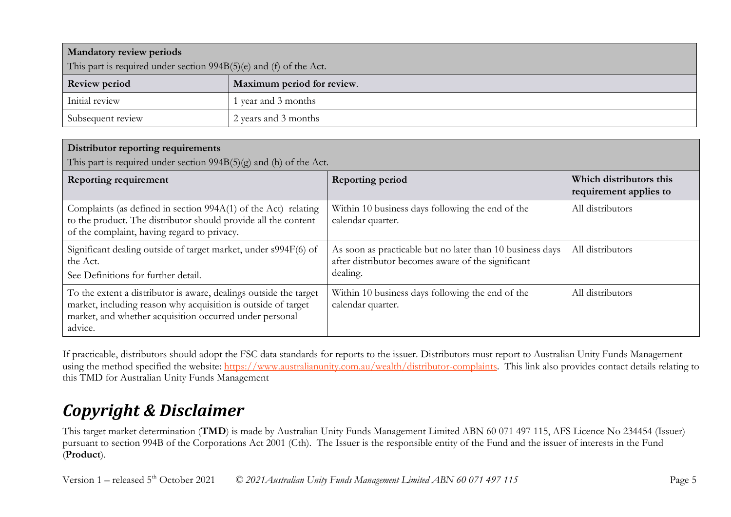| **Mandatory review periods**<br>This part is required under section 994B(5)(e) and (f) of the Act. | |
|---|---|
| **Review period** | **Maximum period for review**. |
| Initial review | 1 year and 3 months |
| Subsequent review | 2 years and 3 months |

| **Distributor reporting requirements**<br>This part is required under section 994B(5)(g) and (h) of the Act. | | |
|---|---|---|
| **Reporting requirement** | **Reporting period** | **Which distributors this requirement applies to** |
| Complaints (as defined in section 994A(1) of the Act) relating to the product. The distributor should provide all the content of the complaint, having regard to privacy. | Within 10 business days following the end of the calendar quarter. | All distributors |
| Significant dealing outside of target market, under s994F(6) of the Act.<br>See Definitions for further detail. | As soon as practicable but no later than 10 business days after distributor becomes aware of the significant dealing. | All distributors |
| To the extent a distributor is aware, dealings outside the target market, including reason why acquisition is outside of target market, and whether acquisition occurred under personal advice. | Within 10 business days following the end of the calendar quarter. | All distributors |

If practicable, distributors should adopt the FSC data standards for reports to the issuer. Distributors must report to Australian Unity Funds Management using the method specified the website: https://www.australianunity.com.au/wealth/distributor-complaints. This link also provides contact details relating to this TMD for Australian Unity Funds Management

## *Copyright & Disclaimer*

This target market determination (**TMD**) is made by Australian Unity Funds Management Limited ABN 60 071 497 115, AFS Licence No 234454 (Issuer) pursuant to section 994B of the Corporations Act 2001 (Cth). The Issuer is the responsible entity of the Fund and the issuer of interests in the Fund (**Product**).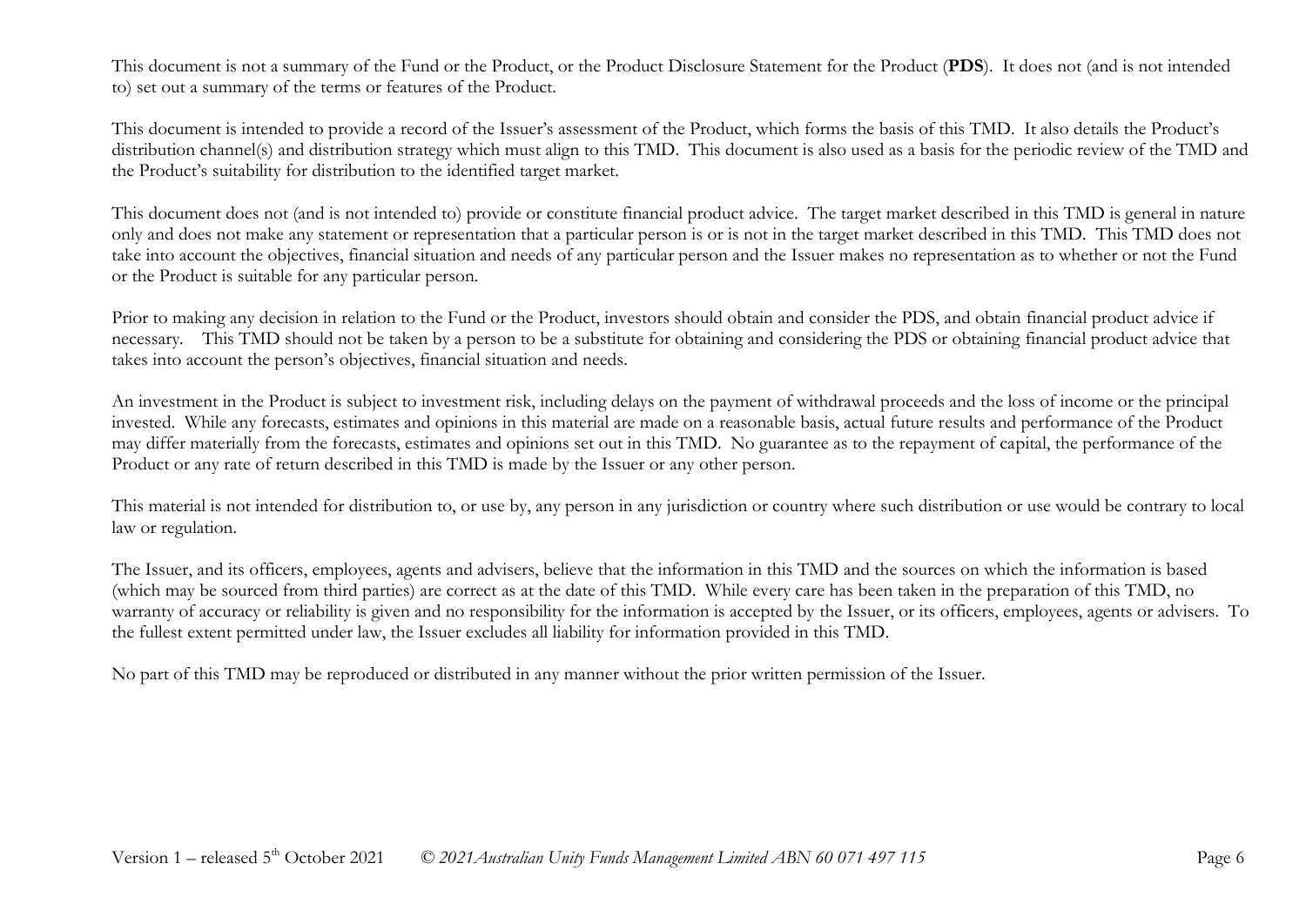This document is not a summary of the Fund or the Product, or the Product Disclosure Statement for the Product (**PDS**). It does not (and is not intended to) set out a summary of the terms or features of the Product.

This document is intended to provide a record of the Issuer's assessment of the Product, which forms the basis of this TMD. It also details the Product's distribution channel(s) and distribution strategy which must align to this TMD. This document is also used as a basis for the periodic review of the TMD and the Product's suitability for distribution to the identified target market.

This document does not (and is not intended to) provide or constitute financial product advice. The target market described in this TMD is general in nature only and does not make any statement or representation that a particular person is or is not in the target market described in this TMD. This TMD does not take into account the objectives, financial situation and needs of any particular person and the Issuer makes no representation as to whether or not the Fund or the Product is suitable for any particular person.

Prior to making any decision in relation to the Fund or the Product, investors should obtain and consider the PDS, and obtain financial product advice if necessary. This TMD should not be taken by a person to be a substitute for obtaining and considering the PDS or obtaining financial product advice that takes into account the person's objectives, financial situation and needs.

An investment in the Product is subject to investment risk, including delays on the payment of withdrawal proceeds and the loss of income or the principal invested. While any forecasts, estimates and opinions in this material are made on a reasonable basis, actual future results and performance of the Product may differ materially from the forecasts, estimates and opinions set out in this TMD. No guarantee as to the repayment of capital, the performance of the Product or any rate of return described in this TMD is made by the Issuer or any other person.

This material is not intended for distribution to, or use by, any person in any jurisdiction or country where such distribution or use would be contrary to local law or regulation.

The Issuer, and its officers, employees, agents and advisers, believe that the information in this TMD and the sources on which the information is based (which may be sourced from third parties) are correct as at the date of this TMD. While every care has been taken in the preparation of this TMD, no warranty of accuracy or reliability is given and no responsibility for the information is accepted by the Issuer, or its officers, employees, agents or advisers. To the fullest extent permitted under law, the Issuer excludes all liability for information provided in this TMD.

No part of this TMD may be reproduced or distributed in any manner without the prior written permission of the Issuer.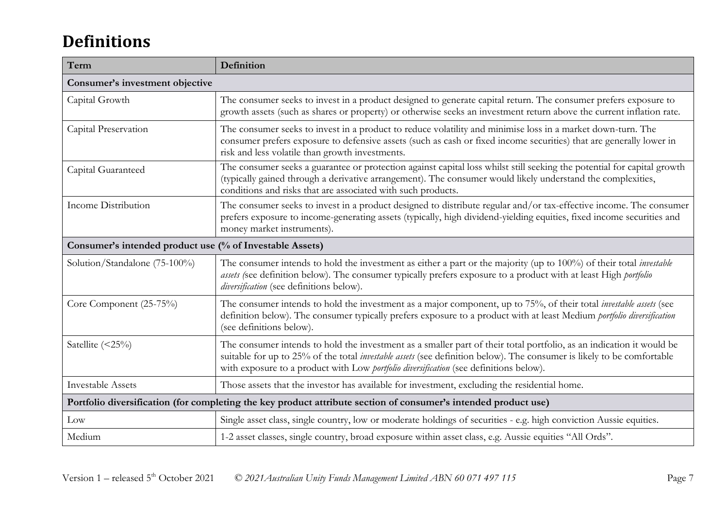# Definitions

| Term | Definition |
|---|---|
| **Consumer's investment objective** | |
| Capital Growth | The consumer seeks to invest in a product designed to generate capital return. The consumer prefers exposure to growth assets (such as shares or property) or otherwise seeks an investment return above the current inflation rate. |
| Capital Preservation | The consumer seeks to invest in a product to reduce volatility and minimise loss in a market down-turn. The consumer prefers exposure to defensive assets (such as cash or fixed income securities) that are generally lower in risk and less volatile than growth investments. |
| Capital Guaranteed | The consumer seeks a guarantee or protection against capital loss whilst still seeking the potential for capital growth (typically gained through a derivative arrangement). The consumer would likely understand the complexities, conditions and risks that are associated with such products. |
| Income Distribution | The consumer seeks to invest in a product designed to distribute regular and/or tax-effective income. The consumer prefers exposure to income-generating assets (typically, high dividend-yielding equities, fixed income securities and money market instruments). |
| **Consumer's intended product use (% of Investable Assets)** | |
| Solution/Standalone (75-100%) | The consumer intends to hold the investment as either a part or the majority (up to 100%) of their total *investable assets (*see definition below). The consumer typically prefers exposure to a product with at least High *portfolio diversification* (see definitions below). |
| Core Component (25-75%) | The consumer intends to hold the investment as a major component, up to 75%, of their total *investable assets* (see definition below). The consumer typically prefers exposure to a product with at least Medium *portfolio diversification* (see definitions below). |
| Satellite (<25%) | The consumer intends to hold the investment as a smaller part of their total portfolio, as an indication it would be suitable for up to 25% of the total *investable assets* (see definition below). The consumer is likely to be comfortable with exposure to a product with Low *portfolio diversification* (see definitions below). |
| Investable Assets | Those assets that the investor has available for investment, excluding the residential home. |
| **Portfolio diversification (for completing the key product attribute section of consumer's intended product use)** | |
| Low | Single asset class, single country, low or moderate holdings of securities - e.g. high conviction Aussie equities. |
| Medium | 1-2 asset classes, single country, broad exposure within asset class, e.g. Aussie equities "All Ords". |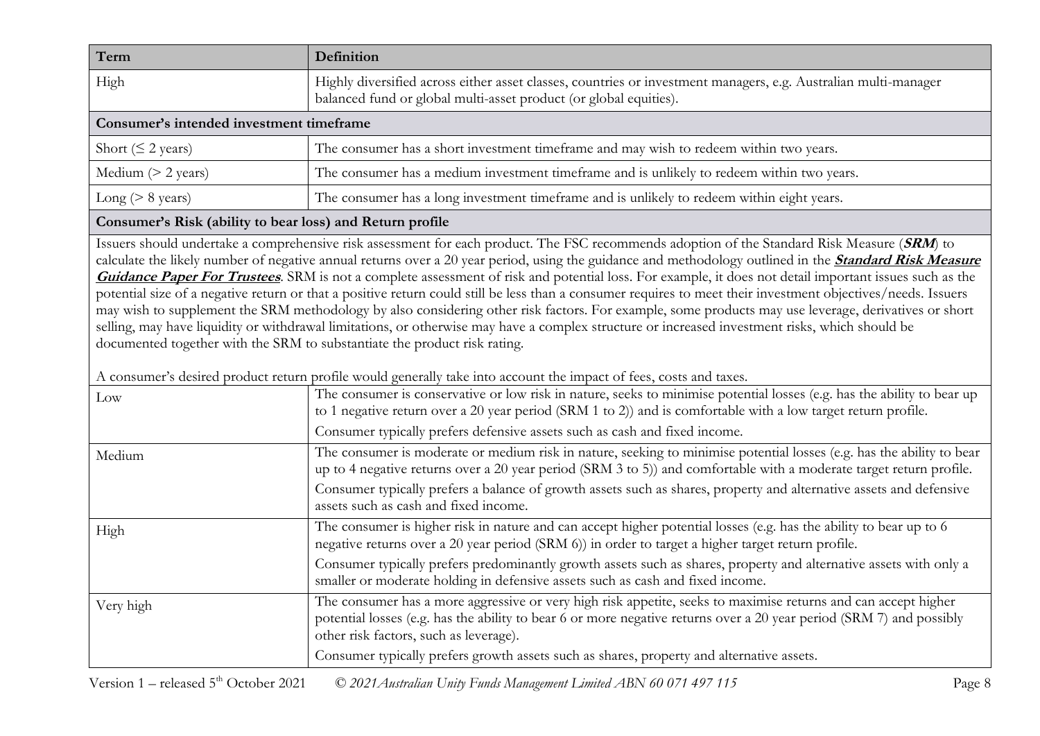| Term | Definition |
| --- | --- |
| High | Highly diversified across either asset classes, countries or investment managers, e.g. Australian multi-manager balanced fund or global multi-asset product (or global equities). |
| **Consumer's intended investment timeframe** | |
| Short (≤ 2 years) | The consumer has a short investment timeframe and may wish to redeem within two years. |
| Medium (> 2 years) | The consumer has a medium investment timeframe and is unlikely to redeem within two years. |
| Long (> 8 years) | The consumer has a long investment timeframe and is unlikely to redeem within eight years. |
| **Consumer's Risk (ability to bear loss) and Return profile** | |
| Issuers should undertake a comprehensive risk assessment for each product. The FSC recommends adoption of the Standard Risk Measure (***SRM***) to calculate the likely number of negative annual returns over a 20 year period, using the guidance and methodology outlined in the ***Standard Risk Measure Guidance Paper For Trustees***. SRM is not a complete assessment of risk and potential loss. For example, it does not detail important issues such as the potential size of a negative return or that a positive return could still be less than a consumer requires to meet their investment objectives/needs. Issuers may wish to supplement the SRM methodology by also considering other risk factors. For example, some products may use leverage, derivatives or short selling, may have liquidity or withdrawal limitations, or otherwise may have a complex structure or increased investment risks, which should be documented together with the SRM to substantiate the product risk rating.<br><br>A consumer's desired product return profile would generally take into account the impact of fees, costs and taxes. | |
| Low | The consumer is conservative or low risk in nature, seeks to minimise potential losses (e.g. has the ability to bear up to 1 negative return over a 20 year period (SRM 1 to 2)) and is comfortable with a low target return profile.<br>Consumer typically prefers defensive assets such as cash and fixed income. |
| Medium | The consumer is moderate or medium risk in nature, seeking to minimise potential losses (e.g. has the ability to bear up to 4 negative returns over a 20 year period (SRM 3 to 5)) and comfortable with a moderate target return profile.<br>Consumer typically prefers a balance of growth assets such as shares, property and alternative assets and defensive assets such as cash and fixed income. |
| High | The consumer is higher risk in nature and can accept higher potential losses (e.g. has the ability to bear up to 6 negative returns over a 20 year period (SRM 6)) in order to target a higher target return profile.<br>Consumer typically prefers predominantly growth assets such as shares, property and alternative assets with only a smaller or moderate holding in defensive assets such as cash and fixed income. |
| Very high | The consumer has a more aggressive or very high risk appetite, seeks to maximise returns and can accept higher potential losses (e.g. has the ability to bear 6 or more negative returns over a 20 year period (SRM 7) and possibly other risk factors, such as leverage).<br>Consumer typically prefers growth assets such as shares, property and alternative assets. |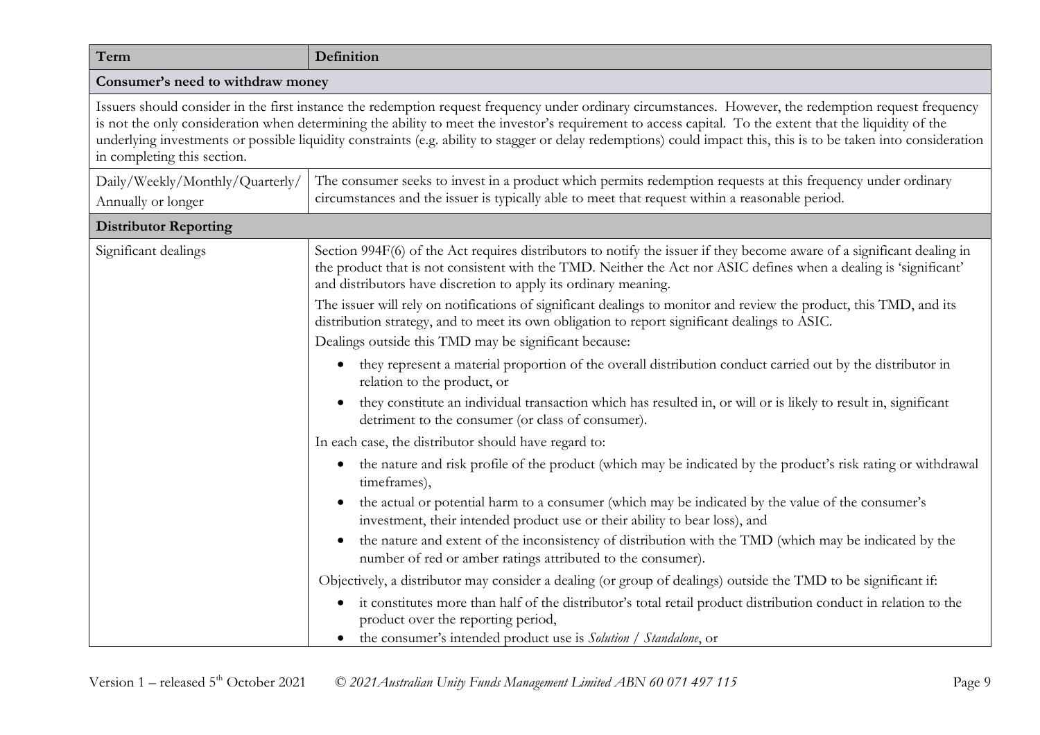| Term | Definition |
|---|---|
| **Consumer's need to withdraw money** | |
| Issuers should consider in the first instance the redemption request frequency under ordinary circumstances. However, the redemption request frequency is not the only consideration when determining the ability to meet the investor's requirement to access capital. To the extent that the liquidity of the underlying investments or possible liquidity constraints (e.g. ability to stagger or delay redemptions) could impact this, this is to be taken into consideration in completing this section. | |
| Daily/Weekly/Monthly/Quarterly/ Annually or longer | The consumer seeks to invest in a product which permits redemption requests at this frequency under ordinary circumstances and the issuer is typically able to meet that request within a reasonable period. |
| **Distributor Reporting** | |
| Significant dealings | Section 994F(6) of the Act requires distributors to notify the issuer if they become aware of a significant dealing in the product that is not consistent with the TMD. Neither the Act nor ASIC defines when a dealing is 'significant' and distributors have discretion to apply its ordinary meaning.<br><br>The issuer will rely on notifications of significant dealings to monitor and review the product, this TMD, and its distribution strategy, and to meet its own obligation to report significant dealings to ASIC.<br><br>Dealings outside this TMD may be significant because:<br><br>• they represent a material proportion of the overall distribution conduct carried out by the distributor in relation to the product, or<br>• they constitute an individual transaction which has resulted in, or will or is likely to result in, significant detriment to the consumer (or class of consumer).<br><br>In each case, the distributor should have regard to:<br><br>• the nature and risk profile of the product (which may be indicated by the product's risk rating or withdrawal timeframes),<br>• the actual or potential harm to a consumer (which may be indicated by the value of the consumer's investment, their intended product use or their ability to bear loss), and<br>• the nature and extent of the inconsistency of distribution with the TMD (which may be indicated by the number of red or amber ratings attributed to the consumer).<br><br>Objectively, a distributor may consider a dealing (or group of dealings) outside the TMD to be significant if:<br><br>• it constitutes more than half of the distributor's total retail product distribution conduct in relation to the product over the reporting period,<br>• the consumer's intended product use is *Solution / Standalone*, or |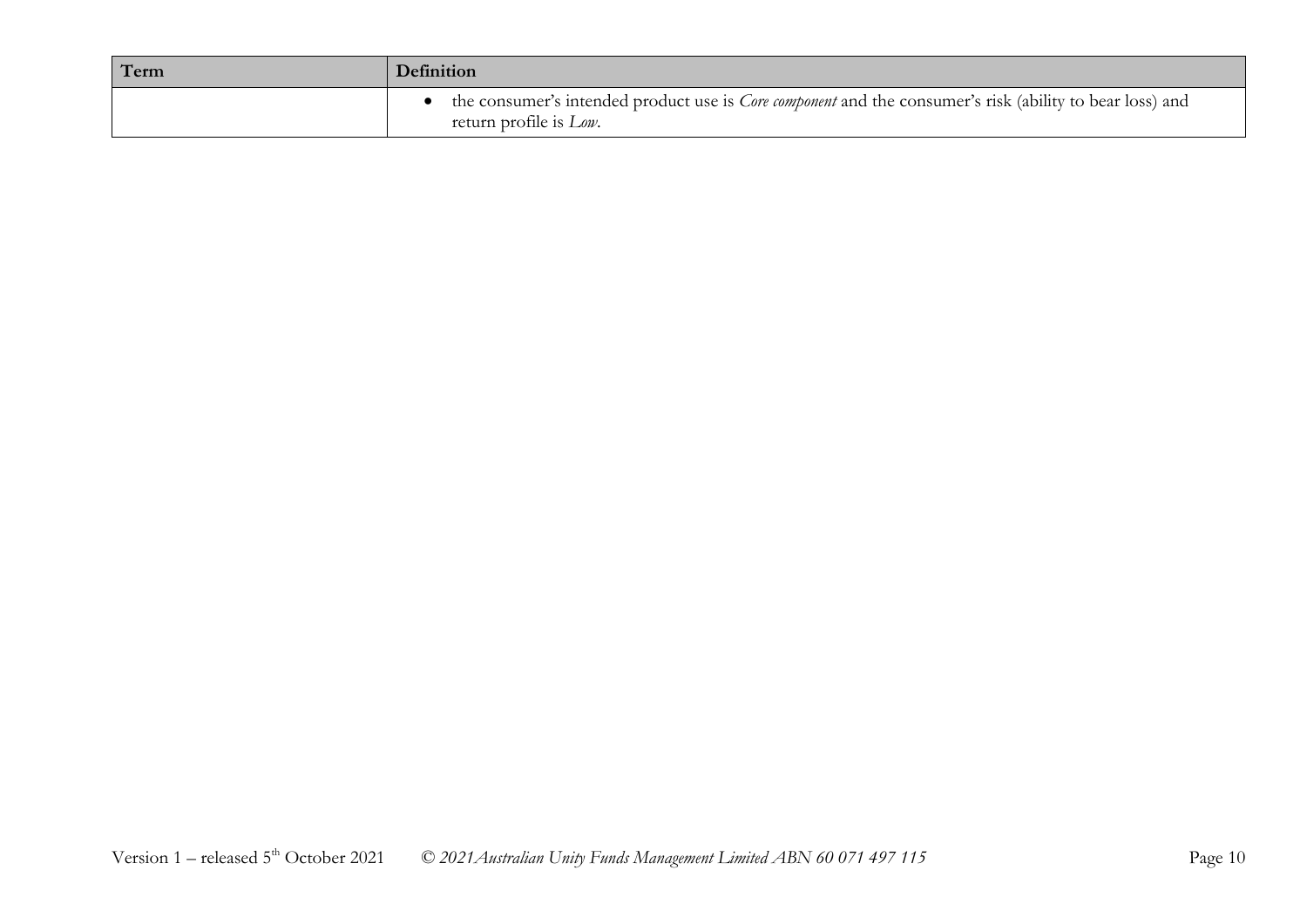| Term | Definition |
| --- | --- |
| | • the consumer's intended product use is *Core component* and the consumer's risk (ability to bear loss) and return profile is *Low*. |